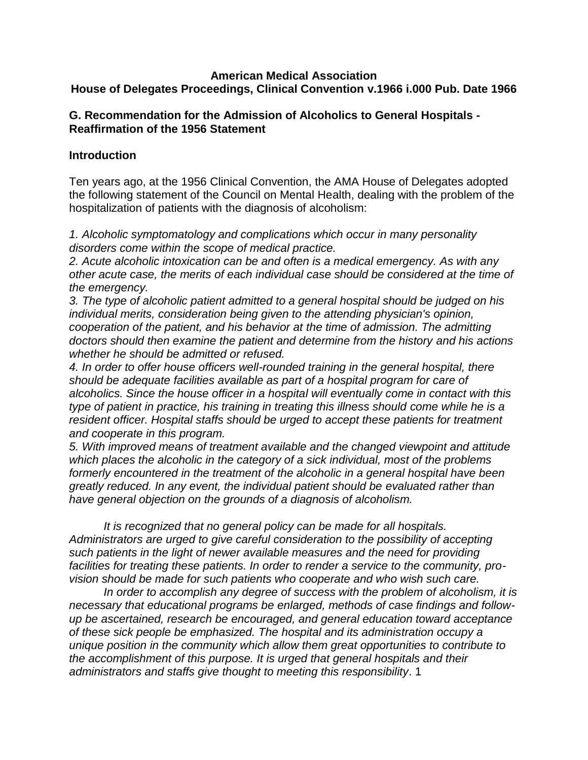**American Medical Association**
**House of Delegates Proceedings, Clinical Convention v.1966 i.000 Pub. Date 1966**

## G. Recommendation for the Admission of Alcoholics to General Hospitals - Reaffirmation of the 1956 Statement

### Introduction

Ten years ago, at the 1956 Clinical Convention, the AMA House of Delegates adopted the following statement of the Council on Mental Health, dealing with the problem of the hospitalization of patients with the diagnosis of alcoholism:

*1. Alcoholic symptomatology and complications which occur in many personality disorders come within the scope of medical practice.*
*2. Acute alcoholic intoxication can be and often is a medical emergency. As with any other acute case, the merits of each individual case should be considered at the time of the emergency.*
*3. The type of alcoholic patient admitted to a general hospital should be judged on his individual merits, consideration being given to the attending physician's opinion, cooperation of the patient, and his behavior at the time of admission. The admitting doctors should then examine the patient and determine from the history and his actions whether he should be admitted or refused.*
*4. In order to offer house officers well-rounded training in the general hospital, there should be adequate facilities available as part of a hospital program for care of alcoholics. Since the house officer in a hospital will eventually come in contact with this type of patient in practice, his training in treating this illness should come while he is a resident officer. Hospital staffs should be urged to accept these patients for treatment and cooperate in this program.*
*5. With improved means of treatment available and the changed viewpoint and attitude which places the alcoholic in the category of a sick individual, most of the problems formerly encountered in the treatment of the alcoholic in a general hospital have been greatly reduced. In any event, the individual patient should be evaluated rather than have general objection on the grounds of a diagnosis of alcoholism.*

*It is recognized that no general policy can be made for all hospitals. Administrators are urged to give careful consideration to the possibility of accepting such patients in the light of newer available measures and the need for providing facilities for treating these patients. In order to render a service to the community, provision should be made for such patients who cooperate and who wish such care.*

*In order to accomplish any degree of success with the problem of alcoholism, it is necessary that educational programs be enlarged, methods of case findings and follow-up be ascertained, research be encouraged, and general education toward acceptance of these sick people be emphasized. The hospital and its administration occupy a unique position in the community which allow them great opportunities to contribute to the accomplishment of this purpose. It is urged that general hospitals and their administrators and staffs give thought to meeting this responsibility*. 1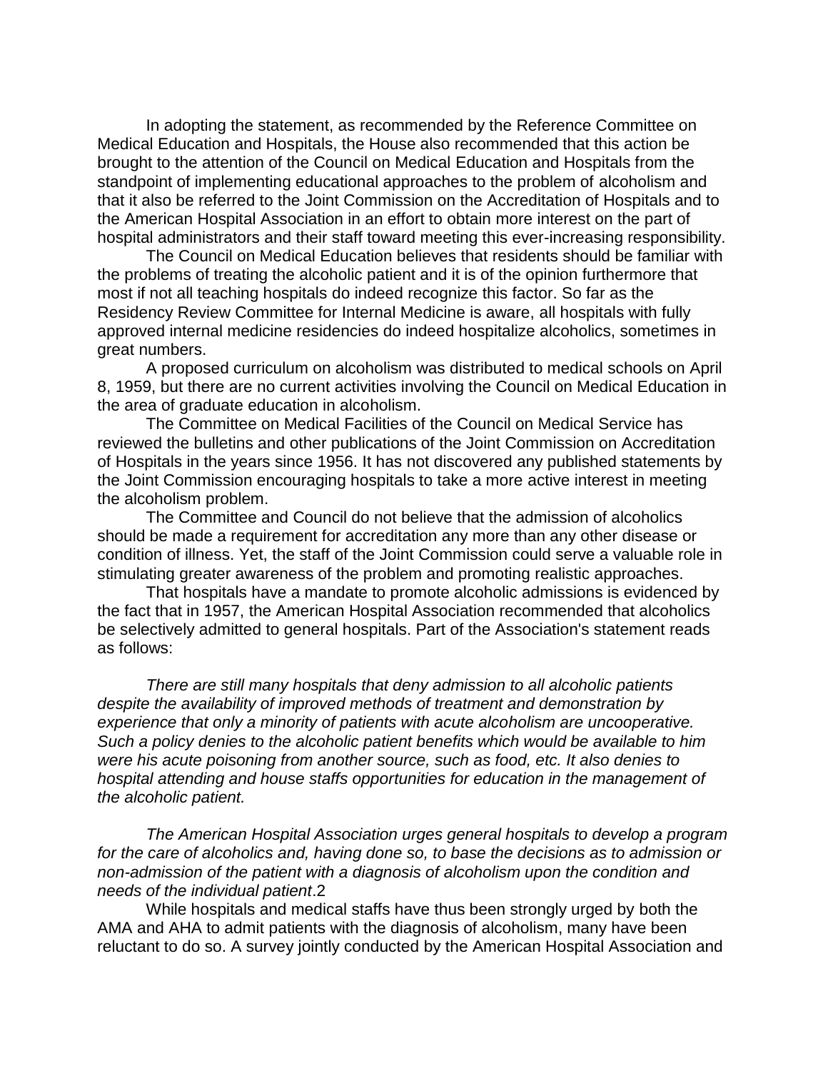In adopting the statement, as recommended by the Reference Committee on Medical Education and Hospitals, the House also recommended that this action be brought to the attention of the Council on Medical Education and Hospitals from the standpoint of implementing educational approaches to the problem of alcoholism and that it also be referred to the Joint Commission on the Accreditation of Hospitals and to the American Hospital Association in an effort to obtain more interest on the part of hospital administrators and their staff toward meeting this ever-increasing responsibility.

The Council on Medical Education believes that residents should be familiar with the problems of treating the alcoholic patient and it is of the opinion furthermore that most if not all teaching hospitals do indeed recognize this factor. So far as the Residency Review Committee for Internal Medicine is aware, all hospitals with fully approved internal medicine residencies do indeed hospitalize alcoholics, sometimes in great numbers.

A proposed curriculum on alcoholism was distributed to medical schools on April 8, 1959, but there are no current activities involving the Council on Medical Education in the area of graduate education in alcoholism.

The Committee on Medical Facilities of the Council on Medical Service has reviewed the bulletins and other publications of the Joint Commission on Accreditation of Hospitals in the years since 1956. It has not discovered any published statements by the Joint Commission encouraging hospitals to take a more active interest in meeting the alcoholism problem.

The Committee and Council do not believe that the admission of alcoholics should be made a requirement for accreditation any more than any other disease or condition of illness. Yet, the staff of the Joint Commission could serve a valuable role in stimulating greater awareness of the problem and promoting realistic approaches.

That hospitals have a mandate to promote alcoholic admissions is evidenced by the fact that in 1957, the American Hospital Association recommended that alcoholics be selectively admitted to general hospitals. Part of the Association's statement reads as follows:

*There are still many hospitals that deny admission to all alcoholic patients despite the availability of improved methods of treatment and demonstration by experience that only a minority of patients with acute alcoholism are uncooperative. Such a policy denies to the alcoholic patient benefits which would be available to him were his acute poisoning from another source, such as food, etc. It also denies to hospital attending and house staffs opportunities for education in the management of the alcoholic patient.*

*The American Hospital Association urges general hospitals to develop a program for the care of alcoholics and, having done so, to base the decisions as to admission or non-admission of the patient with a diagnosis of alcoholism upon the condition and needs of the individual patient*.[2]

While hospitals and medical staffs have thus been strongly urged by both the AMA and AHA to admit patients with the diagnosis of alcoholism, many have been reluctant to do so. A survey jointly conducted by the American Hospital Association and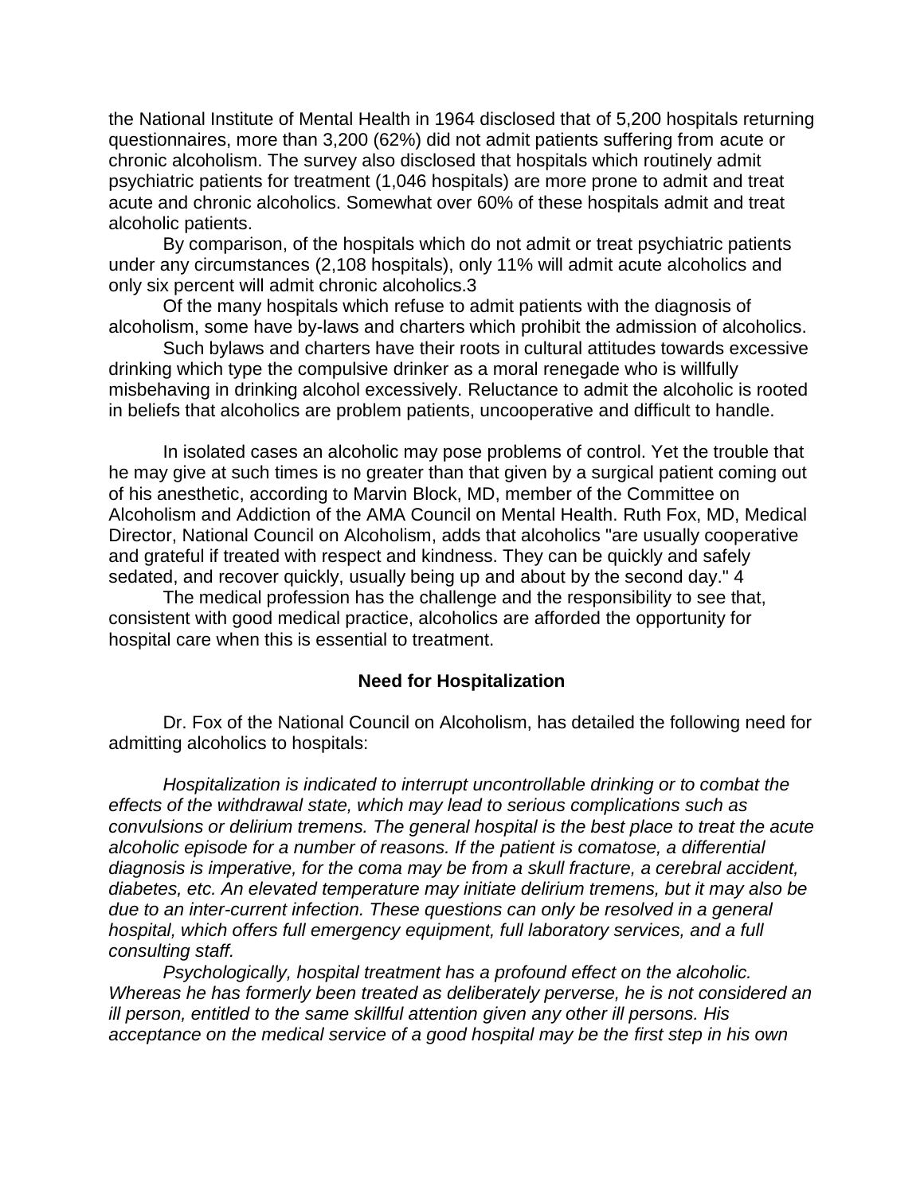the National Institute of Mental Health in 1964 disclosed that of 5,200 hospitals returning questionnaires, more than 3,200 (62%) did not admit patients suffering from acute or chronic alcoholism. The survey also disclosed that hospitals which routinely admit psychiatric patients for treatment (1,046 hospitals) are more prone to admit and treat acute and chronic alcoholics. Somewhat over 60% of these hospitals admit and treat alcoholic patients.

By comparison, of the hospitals which do not admit or treat psychiatric patients under any circumstances (2,108 hospitals), only 11% will admit acute alcoholics and only six percent will admit chronic alcoholics.[3]

Of the many hospitals which refuse to admit patients with the diagnosis of alcoholism, some have by-laws and charters which prohibit the admission of alcoholics.

Such bylaws and charters have their roots in cultural attitudes towards excessive drinking which type the compulsive drinker as a moral renegade who is willfully misbehaving in drinking alcohol excessively. Reluctance to admit the alcoholic is rooted in beliefs that alcoholics are problem patients, uncooperative and difficult to handle.

In isolated cases an alcoholic may pose problems of control. Yet the trouble that he may give at such times is no greater than that given by a surgical patient coming out of his anesthetic, according to Marvin Block, MD, member of the Committee on Alcoholism and Addiction of the AMA Council on Mental Health. Ruth Fox, MD, Medical Director, National Council on Alcoholism, adds that alcoholics "are usually cooperative and grateful if treated with respect and kindness. They can be quickly and safely sedated, and recover quickly, usually being up and about by the second day." [4]

The medical profession has the challenge and the responsibility to see that, consistent with good medical practice, alcoholics are afforded the opportunity for hospital care when this is essential to treatment.

## Need for Hospitalization

Dr. Fox of the National Council on Alcoholism, has detailed the following need for admitting alcoholics to hospitals:

*Hospitalization is indicated to interrupt uncontrollable drinking or to combat the effects of the withdrawal state, which may lead to serious complications such as convulsions or delirium tremens. The general hospital is the best place to treat the acute alcoholic episode for a number of reasons. If the patient is comatose, a differential diagnosis is imperative, for the coma may be from a skull fracture, a cerebral accident, diabetes, etc. An elevated temperature may initiate delirium tremens, but it may also be due to an inter-current infection. These questions can only be resolved in a general hospital, which offers full emergency equipment, full laboratory services, and a full consulting staff.*

*Psychologically, hospital treatment has a profound effect on the alcoholic. Whereas he has formerly been treated as deliberately perverse, he is not considered an ill person, entitled to the same skillful attention given any other ill persons. His acceptance on the medical service of a good hospital may be the first step in his own*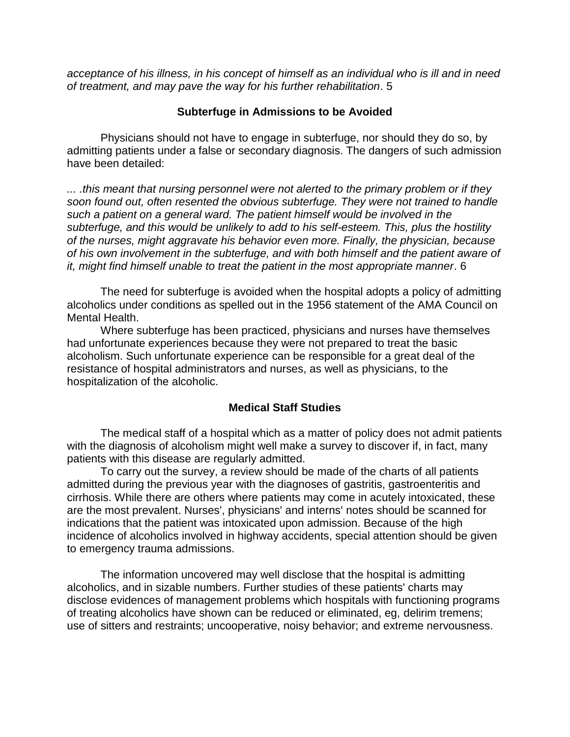*acceptance of his illness, in his concept of himself as an individual who is ill and in need of treatment, and may pave the way for his further rehabilitation*. 5

### Subterfuge in Admissions to be Avoided

Physicians should not have to engage in subterfuge, nor should they do so, by admitting patients under a false or secondary diagnosis. The dangers of such admission have been detailed:

*... .this meant that nursing personnel were not alerted to the primary problem or if they soon found out, often resented the obvious subterfuge. They were not trained to handle such a patient on a general ward. The patient himself would be involved in the subterfuge, and this would be unlikely to add to his self-esteem. This, plus the hostility of the nurses, might aggravate his behavior even more. Finally, the physician, because of his own involvement in the subterfuge, and with both himself and the patient aware of it, might find himself unable to treat the patient in the most appropriate manner*. 6

The need for subterfuge is avoided when the hospital adopts a policy of admitting alcoholics under conditions as spelled out in the 1956 statement of the AMA Council on Mental Health.

Where subterfuge has been practiced, physicians and nurses have themselves had unfortunate experiences because they were not prepared to treat the basic alcoholism. Such unfortunate experience can be responsible for a great deal of the resistance of hospital administrators and nurses, as well as physicians, to the hospitalization of the alcoholic.

### Medical Staff Studies

The medical staff of a hospital which as a matter of policy does not admit patients with the diagnosis of alcoholism might well make a survey to discover if, in fact, many patients with this disease are regularly admitted.

To carry out the survey, a review should be made of the charts of all patients admitted during the previous year with the diagnoses of gastritis, gastroenteritis and cirrhosis. While there are others where patients may come in acutely intoxicated, these are the most prevalent. Nurses', physicians' and interns' notes should be scanned for indications that the patient was intoxicated upon admission. Because of the high incidence of alcoholics involved in highway accidents, special attention should be given to emergency trauma admissions.

The information uncovered may well disclose that the hospital is admitting alcoholics, and in sizable numbers. Further studies of these patients' charts may disclose evidences of management problems which hospitals with functioning programs of treating alcoholics have shown can be reduced or eliminated, eg, delirim tremens; use of sitters and restraints; uncooperative, noisy behavior; and extreme nervousness.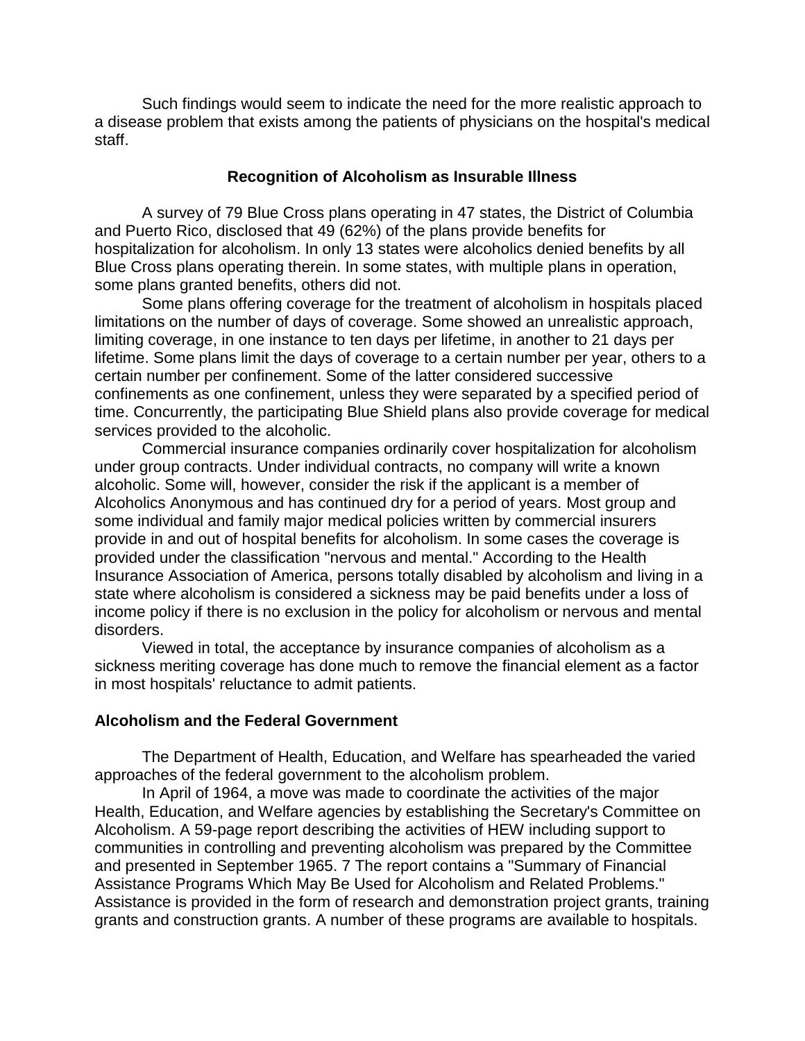Such findings would seem to indicate the need for the more realistic approach to a disease problem that exists among the patients of physicians on the hospital's medical staff.

### Recognition of Alcoholism as Insurable Illness

A survey of 79 Blue Cross plans operating in 47 states, the District of Columbia and Puerto Rico, disclosed that 49 (62%) of the plans provide benefits for hospitalization for alcoholism. In only 13 states were alcoholics denied benefits by all Blue Cross plans operating therein. In some states, with multiple plans in operation, some plans granted benefits, others did not.

Some plans offering coverage for the treatment of alcoholism in hospitals placed limitations on the number of days of coverage. Some showed an unrealistic approach, limiting coverage, in one instance to ten days per lifetime, in another to 21 days per lifetime. Some plans limit the days of coverage to a certain number per year, others to a certain number per confinement. Some of the latter considered successive confinements as one confinement, unless they were separated by a specified period of time. Concurrently, the participating Blue Shield plans also provide coverage for medical services provided to the alcoholic.

Commercial insurance companies ordinarily cover hospitalization for alcoholism under group contracts. Under individual contracts, no company will write a known alcoholic. Some will, however, consider the risk if the applicant is a member of Alcoholics Anonymous and has continued dry for a period of years. Most group and some individual and family major medical policies written by commercial insurers provide in and out of hospital benefits for alcoholism. In some cases the coverage is provided under the classification "nervous and mental." According to the Health Insurance Association of America, persons totally disabled by alcoholism and living in a state where alcoholism is considered a sickness may be paid benefits under a loss of income policy if there is no exclusion in the policy for alcoholism or nervous and mental disorders.

Viewed in total, the acceptance by insurance companies of alcoholism as a sickness meriting coverage has done much to remove the financial element as a factor in most hospitals' reluctance to admit patients.

### Alcoholism and the Federal Government

The Department of Health, Education, and Welfare has spearheaded the varied approaches of the federal government to the alcoholism problem.

In April of 1964, a move was made to coordinate the activities of the major Health, Education, and Welfare agencies by establishing the Secretary's Committee on Alcoholism. A 59-page report describing the activities of HEW including support to communities in controlling and preventing alcoholism was prepared by the Committee and presented in September 1965. 7 The report contains a "Summary of Financial Assistance Programs Which May Be Used for Alcoholism and Related Problems." Assistance is provided in the form of research and demonstration project grants, training grants and construction grants. A number of these programs are available to hospitals.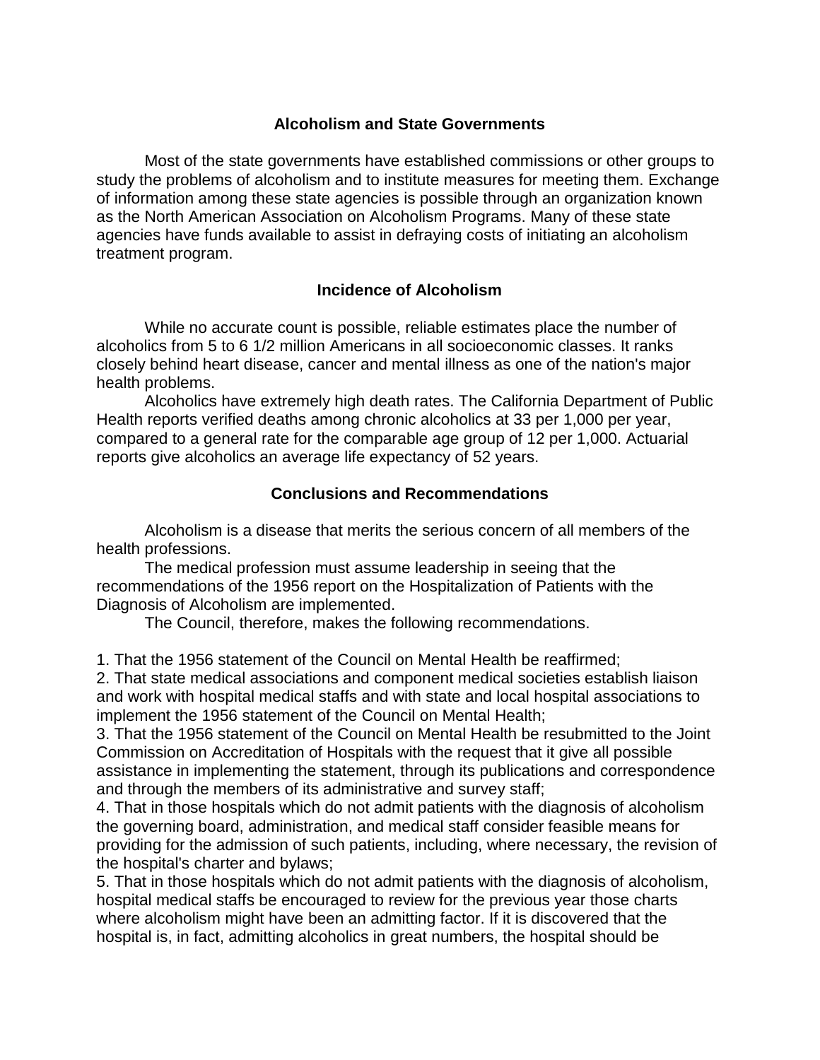## Alcoholism and State Governments

Most of the state governments have established commissions or other groups to study the problems of alcoholism and to institute measures for meeting them. Exchange of information among these state agencies is possible through an organization known as the North American Association on Alcoholism Programs. Many of these state agencies have funds available to assist in defraying costs of initiating an alcoholism treatment program.

## Incidence of Alcoholism

While no accurate count is possible, reliable estimates place the number of alcoholics from 5 to 6 1/2 million Americans in all socioeconomic classes. It ranks closely behind heart disease, cancer and mental illness as one of the nation's major health problems.

Alcoholics have extremely high death rates. The California Department of Public Health reports verified deaths among chronic alcoholics at 33 per 1,000 per year, compared to a general rate for the comparable age group of 12 per 1,000. Actuarial reports give alcoholics an average life expectancy of 52 years.

## Conclusions and Recommendations

Alcoholism is a disease that merits the serious concern of all members of the health professions.

The medical profession must assume leadership in seeing that the recommendations of the 1956 report on the Hospitalization of Patients with the Diagnosis of Alcoholism are implemented.

The Council, therefore, makes the following recommendations.

1. That the 1956 statement of the Council on Mental Health be reaffirmed;
2. That state medical associations and component medical societies establish liaison and work with hospital medical staffs and with state and local hospital associations to implement the 1956 statement of the Council on Mental Health;
3. That the 1956 statement of the Council on Mental Health be resubmitted to the Joint Commission on Accreditation of Hospitals with the request that it give all possible assistance in implementing the statement, through its publications and correspondence and through the members of its administrative and survey staff;
4. That in those hospitals which do not admit patients with the diagnosis of alcoholism the governing board, administration, and medical staff consider feasible means for providing for the admission of such patients, including, where necessary, the revision of the hospital's charter and bylaws;
5. That in those hospitals which do not admit patients with the diagnosis of alcoholism, hospital medical staffs be encouraged to review for the previous year those charts where alcoholism might have been an admitting factor. If it is discovered that the hospital is, in fact, admitting alcoholics in great numbers, the hospital should be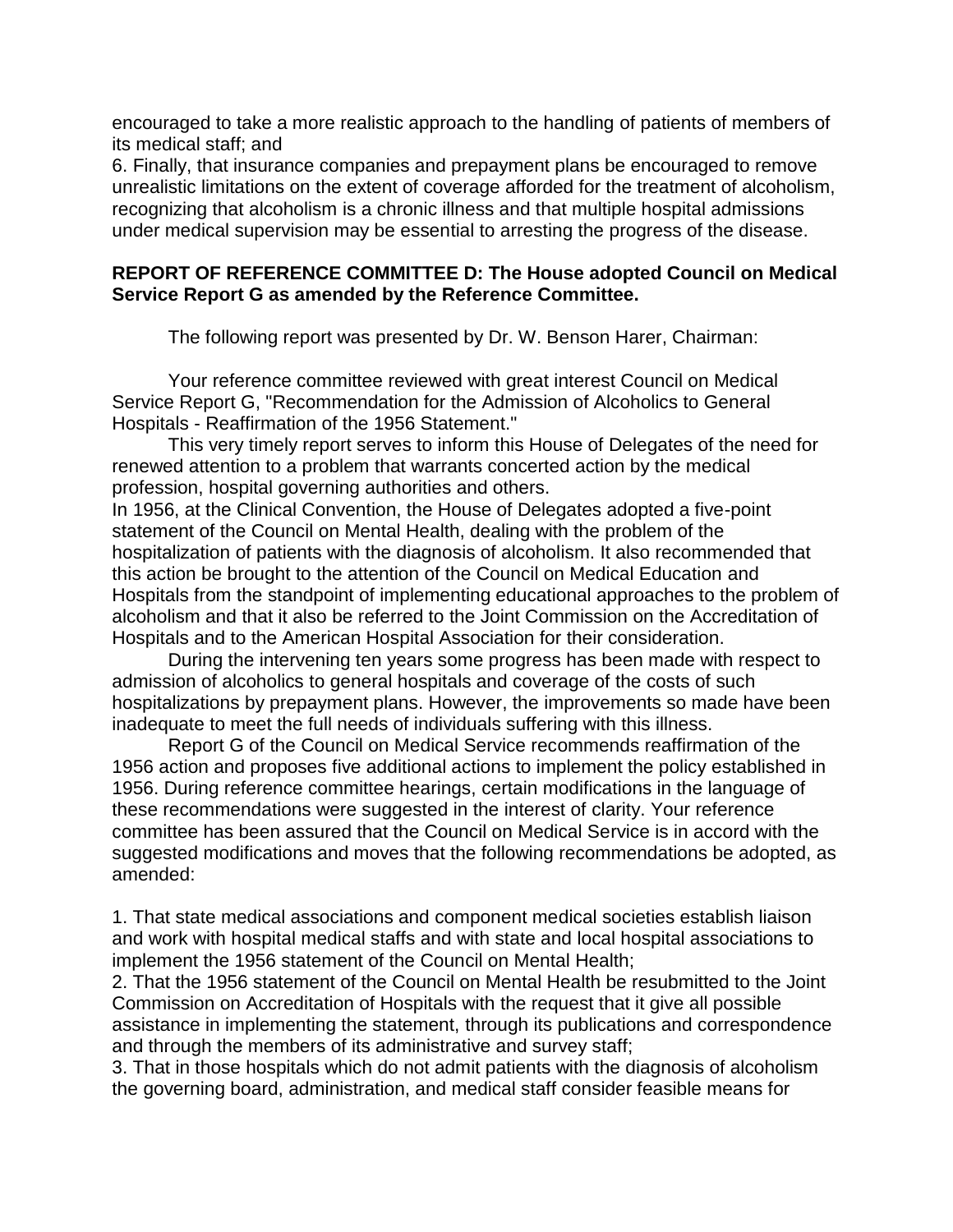encouraged to take a more realistic approach to the handling of patients of members of its medical staff; and

6. Finally, that insurance companies and prepayment plans be encouraged to remove unrealistic limitations on the extent of coverage afforded for the treatment of alcoholism, recognizing that alcoholism is a chronic illness and that multiple hospital admissions under medical supervision may be essential to arresting the progress of the disease.

**REPORT OF REFERENCE COMMITTEE D: The House adopted Council on Medical Service Report G as amended by the Reference Committee.**

The following report was presented by Dr. W. Benson Harer, Chairman:

Your reference committee reviewed with great interest Council on Medical Service Report G, "Recommendation for the Admission of Alcoholics to General Hospitals - Reaffirmation of the 1956 Statement."

This very timely report serves to inform this House of Delegates of the need for renewed attention to a problem that warrants concerted action by the medical profession, hospital governing authorities and others.

In 1956, at the Clinical Convention, the House of Delegates adopted a five-point statement of the Council on Mental Health, dealing with the problem of the hospitalization of patients with the diagnosis of alcoholism. It also recommended that this action be brought to the attention of the Council on Medical Education and Hospitals from the standpoint of implementing educational approaches to the problem of alcoholism and that it also be referred to the Joint Commission on the Accreditation of Hospitals and to the American Hospital Association for their consideration.

During the intervening ten years some progress has been made with respect to admission of alcoholics to general hospitals and coverage of the costs of such hospitalizations by prepayment plans. However, the improvements so made have been inadequate to meet the full needs of individuals suffering with this illness.

Report G of the Council on Medical Service recommends reaffirmation of the 1956 action and proposes five additional actions to implement the policy established in 1956. During reference committee hearings, certain modifications in the language of these recommendations were suggested in the interest of clarity. Your reference committee has been assured that the Council on Medical Service is in accord with the suggested modifications and moves that the following recommendations be adopted, as amended:

1. That state medical associations and component medical societies establish liaison and work with hospital medical staffs and with state and local hospital associations to implement the 1956 statement of the Council on Mental Health;
2. That the 1956 statement of the Council on Mental Health be resubmitted to the Joint Commission on Accreditation of Hospitals with the request that it give all possible assistance in implementing the statement, through its publications and correspondence and through the members of its administrative and survey staff;
3. That in those hospitals which do not admit patients with the diagnosis of alcoholism the governing board, administration, and medical staff consider feasible means for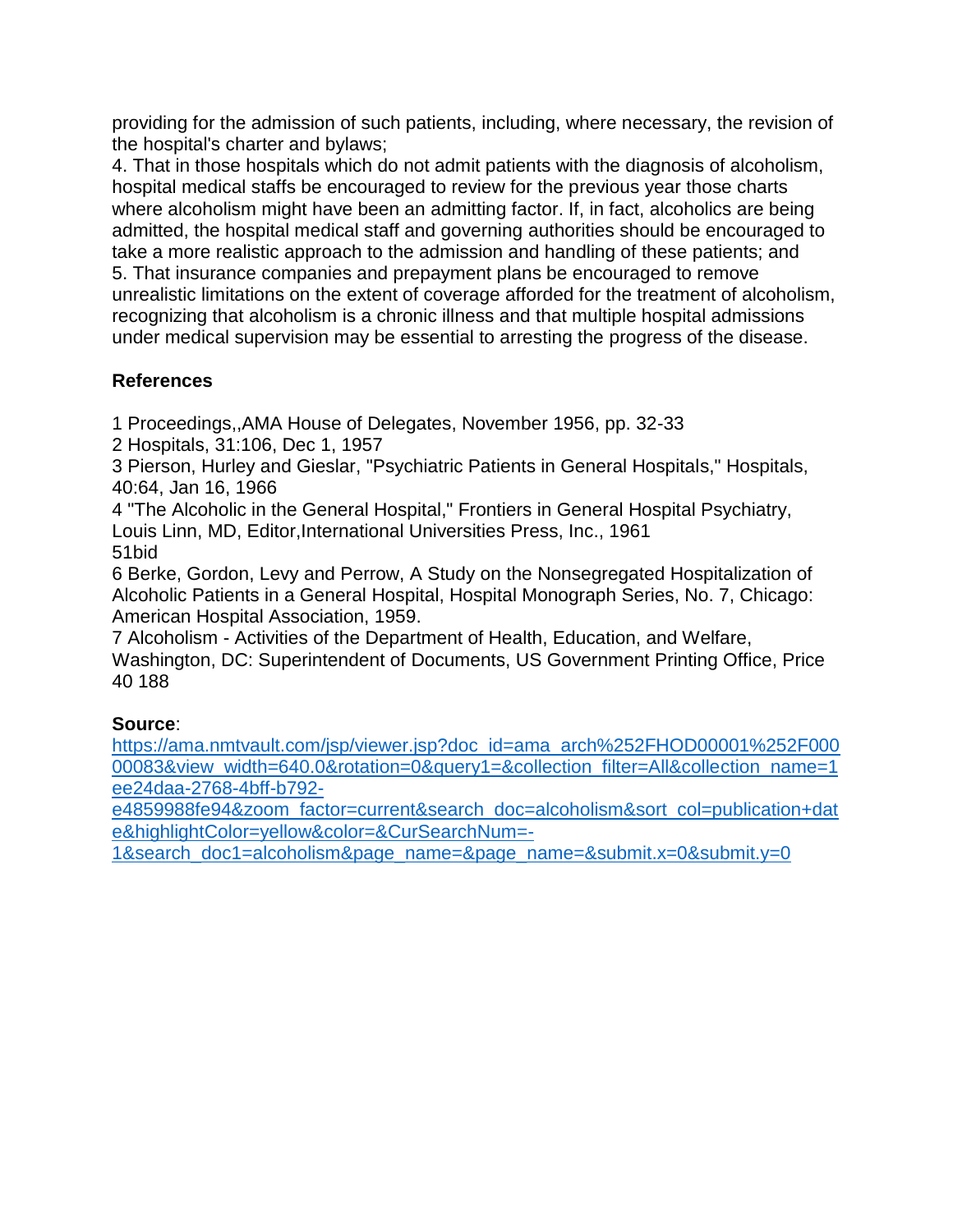providing for the admission of such patients, including, where necessary, the revision of the hospital's charter and bylaws;

4. That in those hospitals which do not admit patients with the diagnosis of alcoholism, hospital medical staffs be encouraged to review for the previous year those charts where alcoholism might have been an admitting factor. If, in fact, alcoholics are being admitted, the hospital medical staff and governing authorities should be encouraged to take a more realistic approach to the admission and handling of these patients; and

5. That insurance companies and prepayment plans be encouraged to remove unrealistic limitations on the extent of coverage afforded for the treatment of alcoholism, recognizing that alcoholism is a chronic illness and that multiple hospital admissions under medical supervision may be essential to arresting the progress of the disease.

**References**

1 Proceedings,,AMA House of Delegates, November 1956, pp. 32-33
2 Hospitals, 31:106, Dec 1, 1957
3 Pierson, Hurley and Gieslar, "Psychiatric Patients in General Hospitals," Hospitals, 40:64, Jan 16, 1966
4 "The Alcoholic in the General Hospital," Frontiers in General Hospital Psychiatry, Louis Linn, MD, Editor,International Universities Press, Inc., 1961
51bid
6 Berke, Gordon, Levy and Perrow, A Study on the Nonsegregated Hospitalization of Alcoholic Patients in a General Hospital, Hospital Monograph Series, No. 7, Chicago: American Hospital Association, 1959.
7 Alcoholism - Activities of the Department of Health, Education, and Welfare, Washington, DC: Superintendent of Documents, US Government Printing Office, Price 40 188

**Source**:
https://ama.nmtvault.com/jsp/viewer.jsp?doc_id=ama_arch%252FHOD00001%252F00000083&view_width=640.0&rotation=0&query1=&collection_filter=All&collection_name=1ee24daa-2768-4bff-b792-e4859988fe94&zoom_factor=current&search_doc=alcoholism&sort_col=publication+date&highlightColor=yellow&color=&CurSearchNum=-1&search_doc1=alcoholism&page_name=&page_name=&submit.x=0&submit.y=0